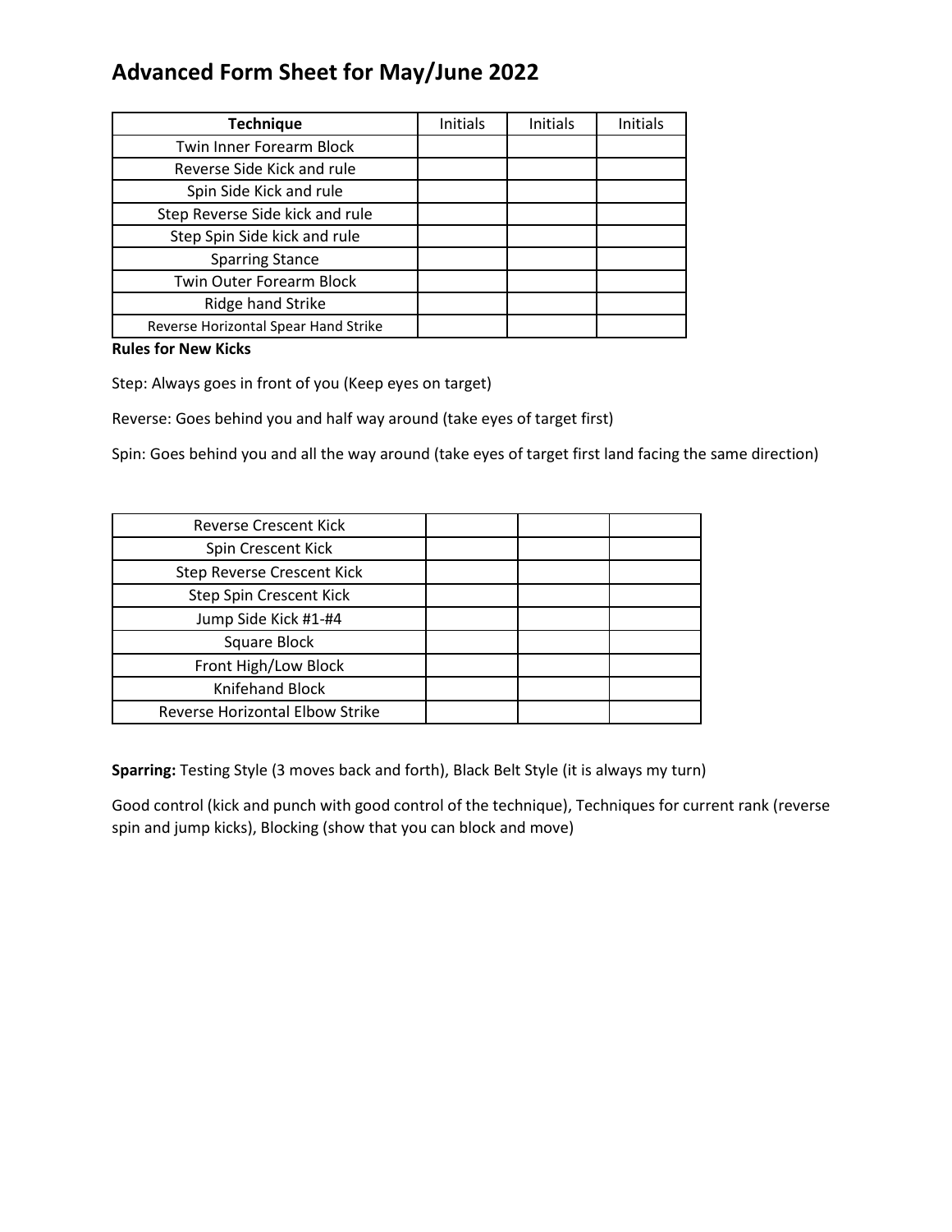# Advanced Form Sheet for May/June 2022

| Technique | Initials | Initials | Initials |
|---|---|---|---|
| Twin Inner Forearm Block | | | |
| Reverse Side Kick and rule | | | |
| Spin Side Kick and rule | | | |
| Step Reverse Side kick and rule | | | |
| Step Spin Side kick and rule | | | |
| Sparring Stance | | | |
| Twin Outer Forearm Block | | | |
| Ridge hand Strike | | | |
| Reverse Horizontal Spear Hand Strike | | | |

**Rules for New Kicks**

Step: Always goes in front of you (Keep eyes on target)

Reverse: Goes behind you and half way around (take eyes of target first)

Spin: Goes behind you and all the way around (take eyes of target first land facing the same direction)

| | | | |
|---|---|---|---|
| Reverse Crescent Kick | | | |
| Spin Crescent Kick | | | |
| Step Reverse Crescent Kick | | | |
| Step Spin Crescent Kick | | | |
| Jump Side Kick #1-#4 | | | |
| Square Block | | | |
| Front High/Low Block | | | |
| Knifehand Block | | | |
| Reverse Horizontal Elbow Strike | | | |

**Sparring:** Testing Style (3 moves back and forth), Black Belt Style (it is always my turn)

Good control (kick and punch with good control of the technique), Techniques for current rank (reverse spin and jump kicks), Blocking (show that you can block and move)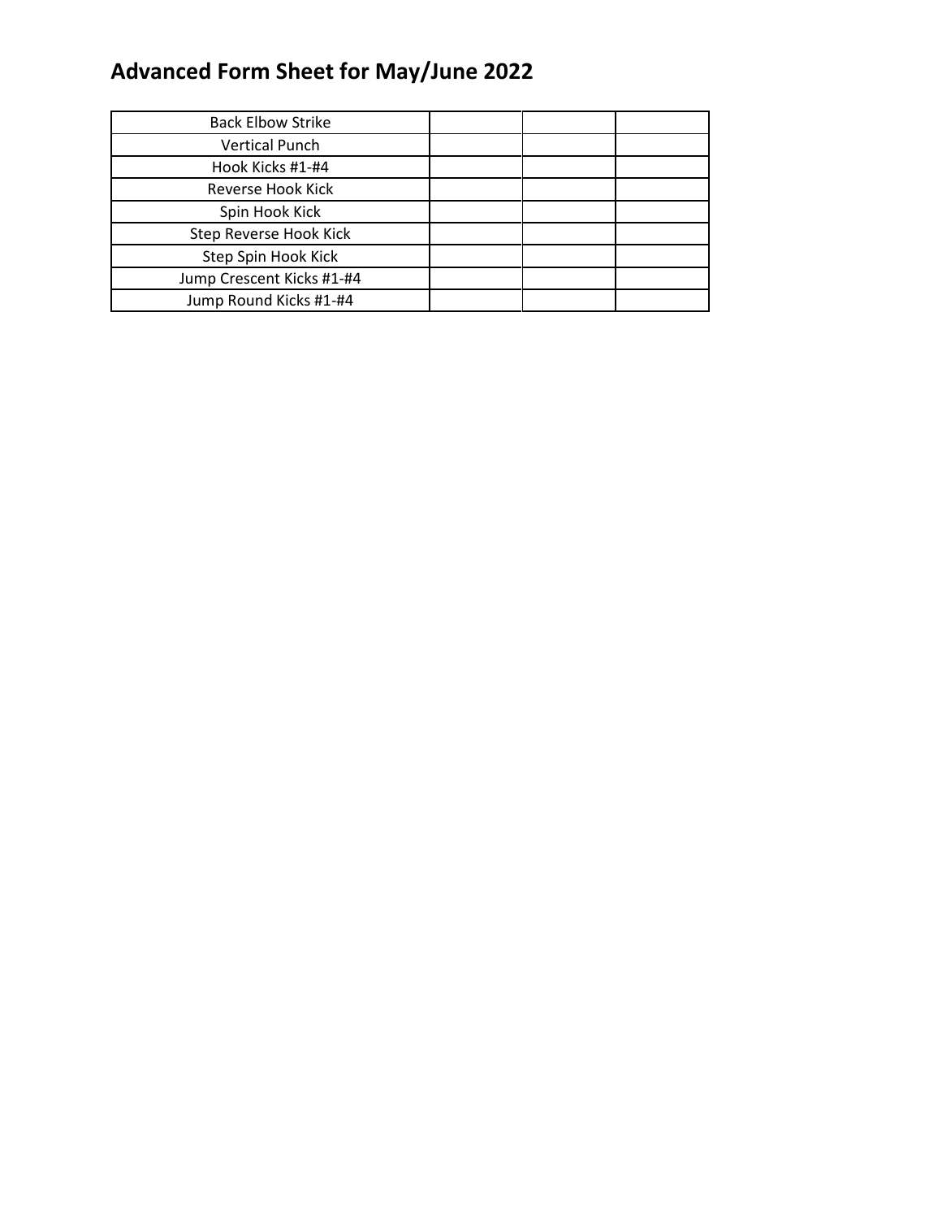# Advanced Form Sheet for May/June 2022

| | | | |
|---|---|---|---|
| Back Elbow Strike | | | |
| Vertical Punch | | | |
| Hook Kicks #1-#4 | | | |
| Reverse Hook Kick | | | |
| Spin Hook Kick | | | |
| Step Reverse Hook Kick | | | |
| Step Spin Hook Kick | | | |
| Jump Crescent Kicks #1-#4 | | | |
| Jump Round Kicks #1-#4 | | | |